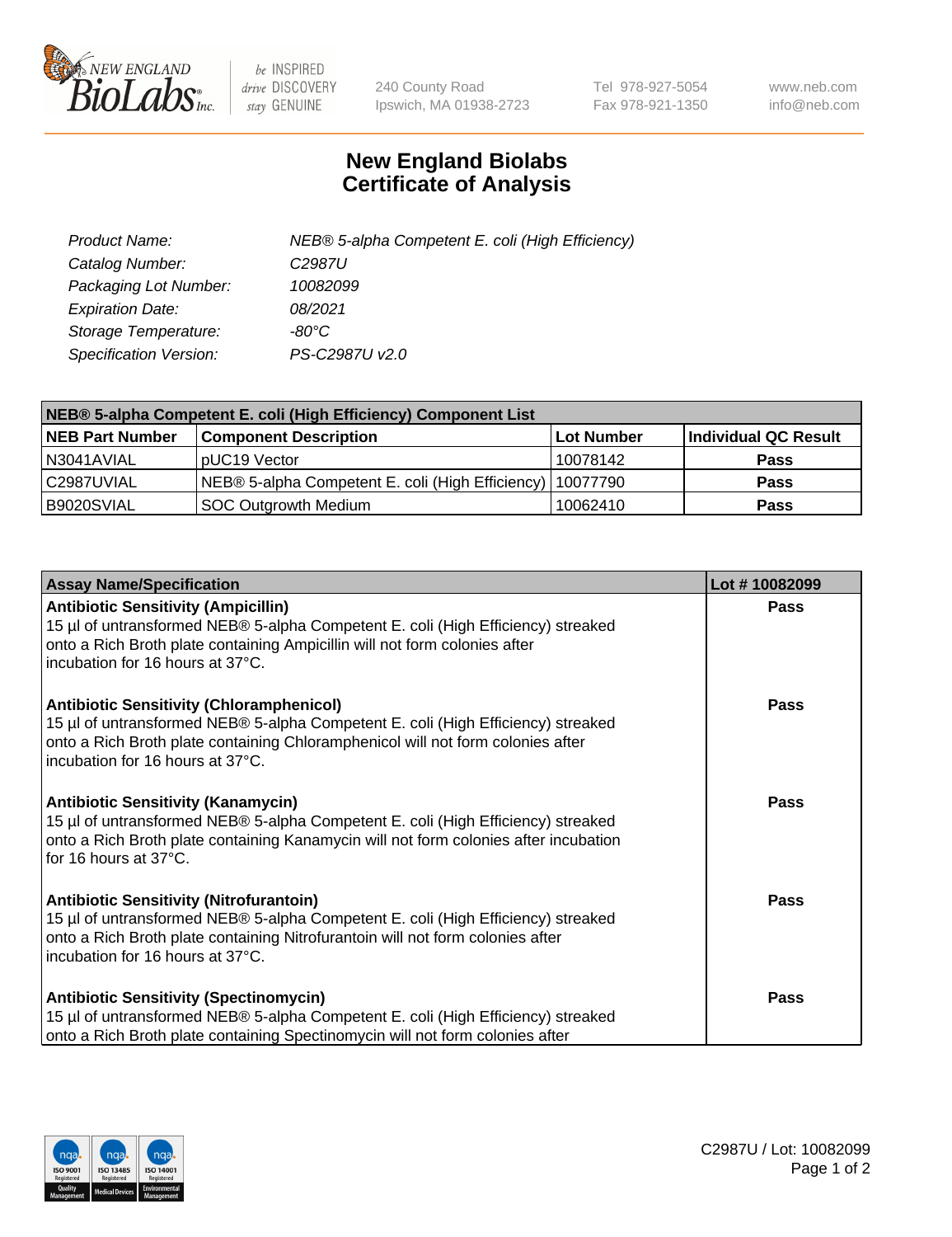# New England Biolabs
# Certificate of Analysis

| | |
|---|---|
| *Product Name:* | *NEB® 5-alpha Competent E. coli (High Efficiency)* |
| *Catalog Number:* | *C2987U* |
| *Packaging Lot Number:* | *10082099* |
| *Expiration Date:* | *08/2021* |
| *Storage Temperature:* | *-80°C* |
| *Specification Version:* | *PS-C2987U v2.0* |

| NEB® 5-alpha Competent E. coli (High Efficiency) Component List | | | |
|---|---|---|---|
| **NEB Part Number** | **Component Description** | **Lot Number** | **Individual QC Result** |
| N3041AVIAL | pUC19 Vector | 10078142 | **Pass** |
| C2987UVIAL | NEB® 5-alpha Competent E. coli (High Efficiency) | 10077790 | **Pass** |
| B9020SVIAL | SOC Outgrowth Medium | 10062410 | **Pass** |

| Assay Name/Specification | Lot # 10082099 |
|---|---|
| **Antibiotic Sensitivity (Ampicillin)**<br>15 µl of untransformed NEB® 5-alpha Competent E. coli (High Efficiency) streaked onto a Rich Broth plate containing Ampicillin will not form colonies after incubation for 16 hours at 37°C. | **Pass** |
| **Antibiotic Sensitivity (Chloramphenicol)**<br>15 µl of untransformed NEB® 5-alpha Competent E. coli (High Efficiency) streaked onto a Rich Broth plate containing Chloramphenicol will not form colonies after incubation for 16 hours at 37°C. | **Pass** |
| **Antibiotic Sensitivity (Kanamycin)**<br>15 µl of untransformed NEB® 5-alpha Competent E. coli (High Efficiency) streaked onto a Rich Broth plate containing Kanamycin will not form colonies after incubation for 16 hours at 37°C. | **Pass** |
| **Antibiotic Sensitivity (Nitrofurantoin)**<br>15 µl of untransformed NEB® 5-alpha Competent E. coli (High Efficiency) streaked onto a Rich Broth plate containing Nitrofurantoin will not form colonies after incubation for 16 hours at 37°C. | **Pass** |
| **Antibiotic Sensitivity (Spectinomycin)**<br>15 µl of untransformed NEB® 5-alpha Competent E. coli (High Efficiency) streaked onto a Rich Broth plate containing Spectinomycin will not form colonies after | **Pass** |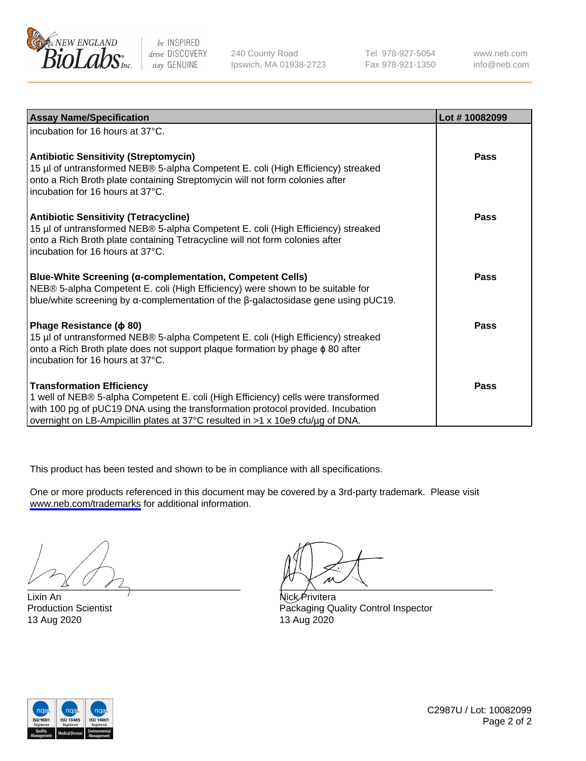| Assay Name/Specification | Lot # 10082099 |
|---|---|
| incubation for 16 hours at 37°C. | |
| **Antibiotic Sensitivity (Streptomycin)**<br>15 µl of untransformed NEB® 5-alpha Competent E. coli (High Efficiency) streaked onto a Rich Broth plate containing Streptomycin will not form colonies after incubation for 16 hours at 37°C. | Pass |
| **Antibiotic Sensitivity (Tetracycline)**<br>15 µl of untransformed NEB® 5-alpha Competent E. coli (High Efficiency) streaked onto a Rich Broth plate containing Tetracycline will not form colonies after incubation for 16 hours at 37°C. | Pass |
| **Blue-White Screening (α-complementation, Competent Cells)**<br>NEB® 5-alpha Competent E. coli (High Efficiency) were shown to be suitable for blue/white screening by α-complementation of the β-galactosidase gene using pUC19. | Pass |
| **Phage Resistance (ϕ 80)**<br>15 µl of untransformed NEB® 5-alpha Competent E. coli (High Efficiency) streaked onto a Rich Broth plate does not support plaque formation by phage ϕ 80 after incubation for 16 hours at 37°C. | Pass |
| **Transformation Efficiency**<br>1 well of NEB® 5-alpha Competent E. coli (High Efficiency) cells were transformed with 100 pg of pUC19 DNA using the transformation protocol provided. Incubation overnight on LB-Ampicillin plates at 37°C resulted in >1 x 10e9 cfu/µg of DNA. | Pass |

This product has been tested and shown to be in compliance with all specifications.

One or more products referenced in this document may be covered by a 3rd-party trademark. Please visit www.neb.com/trademarks for additional information.

Lixin An
Production Scientist
13 Aug 2020

Nick Privitera
Packaging Quality Control Inspector
13 Aug 2020

C2987U / Lot: 10082099